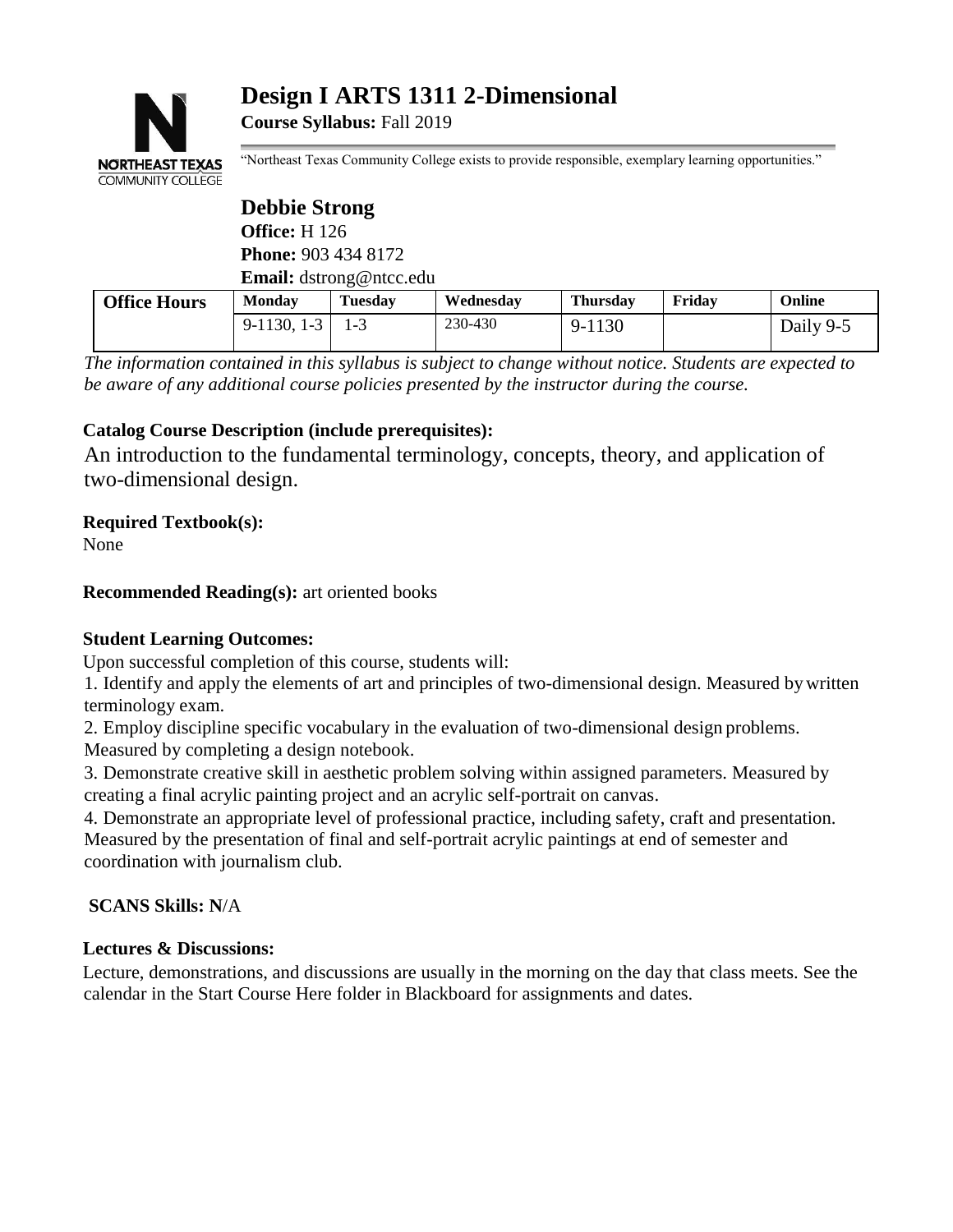# Design I ARTS 1311 2-Dimensional

**Course Syllabus:** Fall 2019

"Northeast Texas Community College exists to provide responsible, exemplary learning opportunities."

## Debbie Strong

**Office:** H 126
**Phone:** 903 434 8172
**Email:** dstrong@ntcc.edu

| Office Hours | Monday | Tuesday | Wednesday | Thursday | Friday | Online |
|---|---|---|---|---|---|---|
| | 9-1130, 1-3 | 1-3 | 230-430 | 9-1130 | | Daily 9-5 |

*The information contained in this syllabus is subject to change without notice. Students are expected to be aware of any additional course policies presented by the instructor during the course.*

**Catalog Course Description (include prerequisites):**

An introduction to the fundamental terminology, concepts, theory, and application of two-dimensional design.

**Required Textbook(s):**

None

**Recommended Reading(s):** art oriented books

**Student Learning Outcomes:**

Upon successful completion of this course, students will:

1. Identify and apply the elements of art and principles of two-dimensional design. Measured by written terminology exam.
2. Employ discipline specific vocabulary in the evaluation of two-dimensional design problems. Measured by completing a design notebook.
3. Demonstrate creative skill in aesthetic problem solving within assigned parameters. Measured by creating a final acrylic painting project and an acrylic self-portrait on canvas.
4. Demonstrate an appropriate level of professional practice, including safety, craft and presentation. Measured by the presentation of final and self-portrait acrylic paintings at end of semester and coordination with journalism club.

**SCANS Skills: N**/A

**Lectures & Discussions:**

Lecture, demonstrations, and discussions are usually in the morning on the day that class meets. See the calendar in the Start Course Here folder in Blackboard for assignments and dates.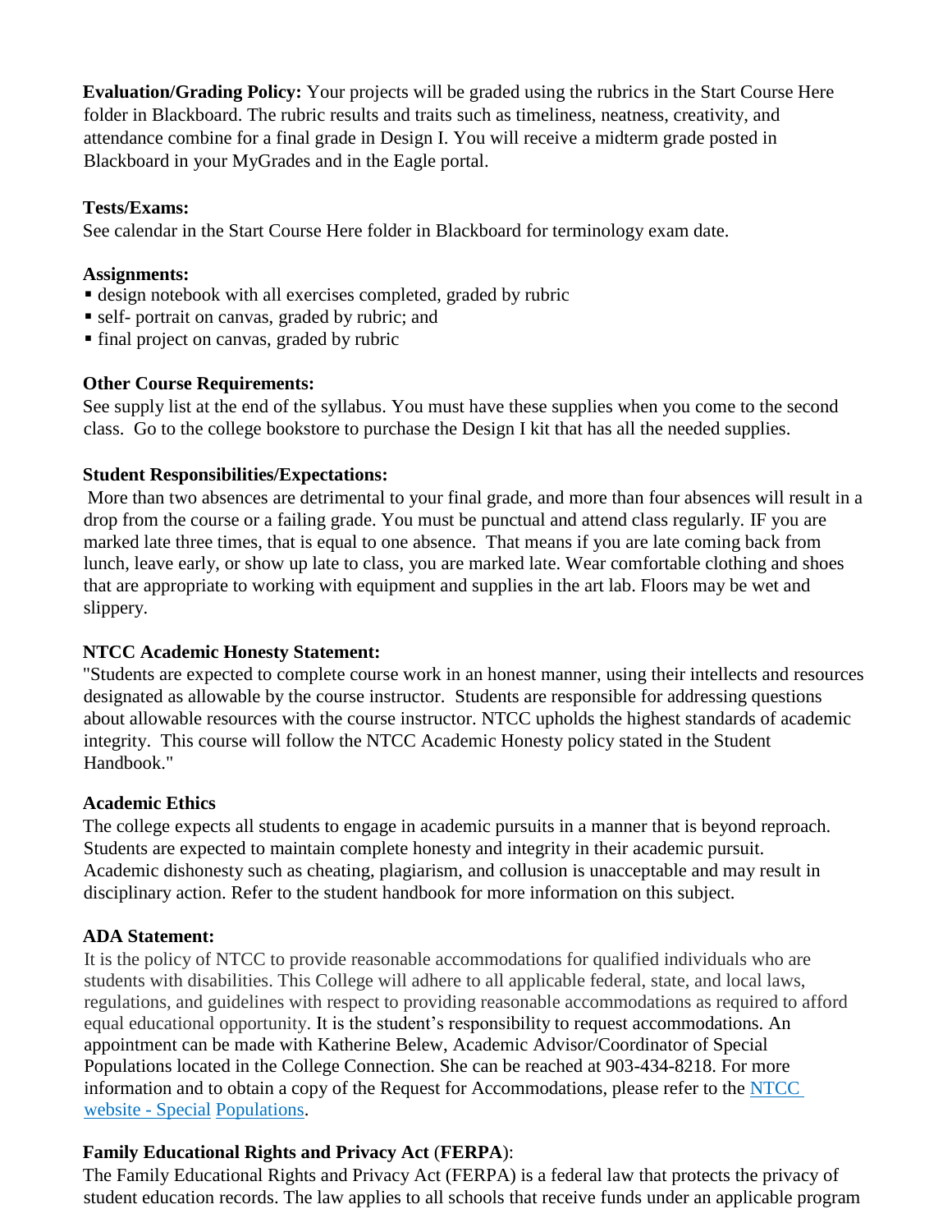**Evaluation/Grading Policy:** Your projects will be graded using the rubrics in the Start Course Here folder in Blackboard. The rubric results and traits such as timeliness, neatness, creativity, and attendance combine for a final grade in Design I. You will receive a midterm grade posted in Blackboard in your MyGrades and in the Eagle portal.

**Tests/Exams:**
See calendar in the Start Course Here folder in Blackboard for terminology exam date.

**Assignments:**
- design notebook with all exercises completed, graded by rubric
- self- portrait on canvas, graded by rubric; and
- final project on canvas, graded by rubric

**Other Course Requirements:**
See supply list at the end of the syllabus. You must have these supplies when you come to the second class. Go to the college bookstore to purchase the Design I kit that has all the needed supplies.

**Student Responsibilities/Expectations:**
More than two absences are detrimental to your final grade, and more than four absences will result in a drop from the course or a failing grade. You must be punctual and attend class regularly. IF you are marked late three times, that is equal to one absence. That means if you are late coming back from lunch, leave early, or show up late to class, you are marked late. Wear comfortable clothing and shoes that are appropriate to working with equipment and supplies in the art lab. Floors may be wet and slippery.

**NTCC Academic Honesty Statement:**
"Students are expected to complete course work in an honest manner, using their intellects and resources designated as allowable by the course instructor. Students are responsible for addressing questions about allowable resources with the course instructor. NTCC upholds the highest standards of academic integrity. This course will follow the NTCC Academic Honesty policy stated in the Student Handbook."

**Academic Ethics**
The college expects all students to engage in academic pursuits in a manner that is beyond reproach. Students are expected to maintain complete honesty and integrity in their academic pursuit. Academic dishonesty such as cheating, plagiarism, and collusion is unacceptable and may result in disciplinary action. Refer to the student handbook for more information on this subject.

**ADA Statement:**
It is the policy of NTCC to provide reasonable accommodations for qualified individuals who are students with disabilities. This College will adhere to all applicable federal, state, and local laws, regulations, and guidelines with respect to providing reasonable accommodations as required to afford equal educational opportunity. It is the student's responsibility to request accommodations. An appointment can be made with Katherine Belew, Academic Advisor/Coordinator of Special Populations located in the College Connection. She can be reached at 903-434-8218. For more information and to obtain a copy of the Request for Accommodations, please refer to the NTCC website - Special Populations.

**Family Educational Rights and Privacy Act (FERPA):**
The Family Educational Rights and Privacy Act (FERPA) is a federal law that protects the privacy of student education records. The law applies to all schools that receive funds under an applicable program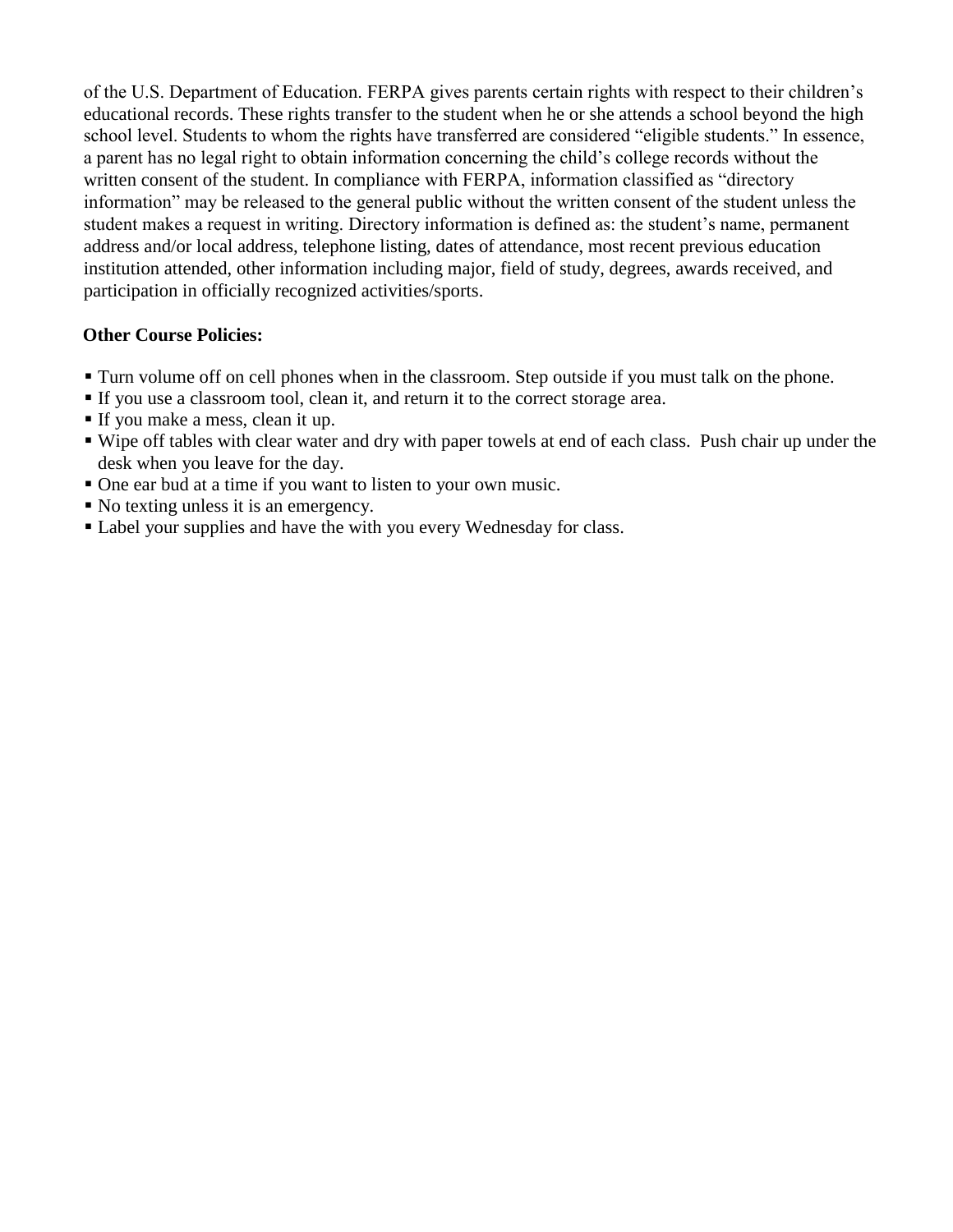of the U.S. Department of Education. FERPA gives parents certain rights with respect to their children's educational records. These rights transfer to the student when he or she attends a school beyond the high school level. Students to whom the rights have transferred are considered "eligible students." In essence, a parent has no legal right to obtain information concerning the child's college records without the written consent of the student. In compliance with FERPA, information classified as "directory information" may be released to the general public without the written consent of the student unless the student makes a request in writing. Directory information is defined as: the student's name, permanent address and/or local address, telephone listing, dates of attendance, most recent previous education institution attended, other information including major, field of study, degrees, awards received, and participation in officially recognized activities/sports.

**Other Course Policies:**

- Turn volume off on cell phones when in the classroom. Step outside if you must talk on the phone.
- If you use a classroom tool, clean it, and return it to the correct storage area.
- If you make a mess, clean it up.
- Wipe off tables with clear water and dry with paper towels at end of each class. Push chair up under the desk when you leave for the day.
- One ear bud at a time if you want to listen to your own music.
- No texting unless it is an emergency.
- Label your supplies and have the with you every Wednesday for class.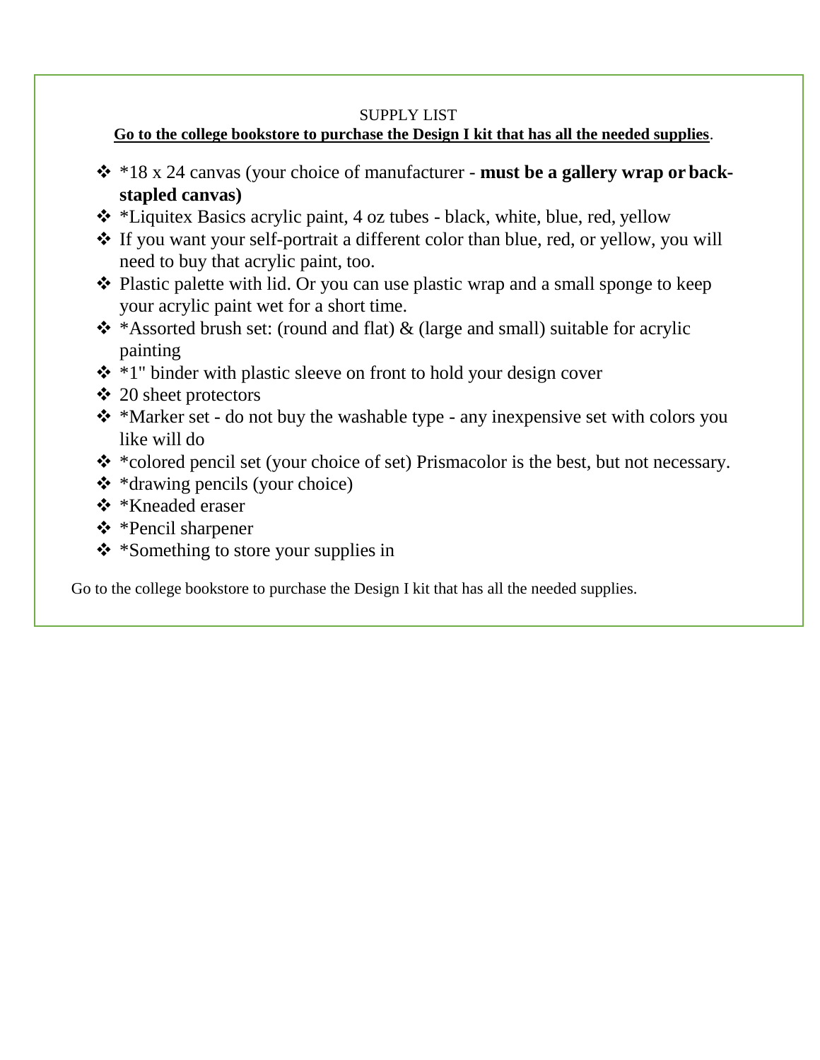SUPPLY LIST

**<u>Go to the college bookstore to purchase the Design I kit that has all the needed supplies</u>**.

- *18 x 24 canvas (your choice of manufacturer - **must be a gallery wrap or back-stapled canvas)**
- *Liquitex Basics acrylic paint, 4 oz tubes - black, white, blue, red, yellow
- If you want your self-portrait a different color than blue, red, or yellow, you will need to buy that acrylic paint, too.
- Plastic palette with lid. Or you can use plastic wrap and a small sponge to keep your acrylic paint wet for a short time.
- *Assorted brush set: (round and flat) & (large and small) suitable for acrylic painting
- *1" binder with plastic sleeve on front to hold your design cover
- 20 sheet protectors
- *Marker set - do not buy the washable type - any inexpensive set with colors you like will do
- *colored pencil set (your choice of set) Prismacolor is the best, but not necessary.
- *drawing pencils (your choice)
- *Kneaded eraser
- *Pencil sharpener
- *Something to store your supplies in

Go to the college bookstore to purchase the Design I kit that has all the needed supplies.